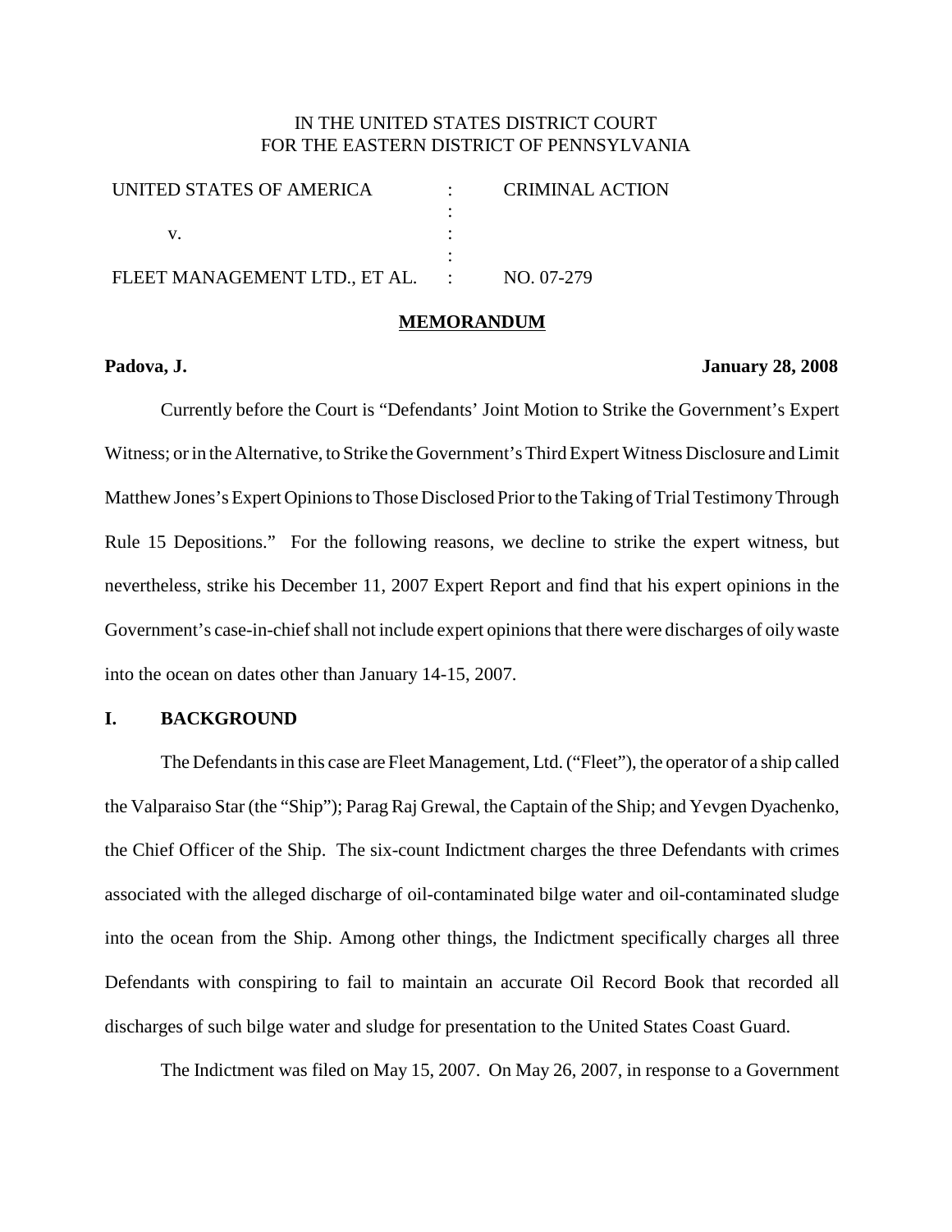IN THE UNITED STATES DISTRICT COURT
FOR THE EASTERN DISTRICT OF PENNSYLVANIA

| | | |
|---|---|---|
| UNITED STATES OF AMERICA | : | CRIMINAL ACTION |
| | : | |
| v. | : | |
| | : | |
| FLEET MANAGEMENT LTD., ET AL. | : | NO. 07-279 |

**MEMORANDUM**

**Padova, J.** **January 28, 2008**

Currently before the Court is "Defendants' Joint Motion to Strike the Government's Expert Witness; or in the Alternative, to Strike the Government's Third Expert Witness Disclosure and Limit Matthew Jones's Expert Opinions to Those Disclosed Prior to the Taking of Trial Testimony Through Rule 15 Depositions." For the following reasons, we decline to strike the expert witness, but nevertheless, strike his December 11, 2007 Expert Report and find that his expert opinions in the Government's case-in-chief shall not include expert opinions that there were discharges of oily waste into the ocean on dates other than January 14-15, 2007.

## I. BACKGROUND

The Defendants in this case are Fleet Management, Ltd. ("Fleet"), the operator of a ship called the Valparaiso Star (the "Ship"); Parag Raj Grewal, the Captain of the Ship; and Yevgen Dyachenko, the Chief Officer of the Ship. The six-count Indictment charges the three Defendants with crimes associated with the alleged discharge of oil-contaminated bilge water and oil-contaminated sludge into the ocean from the Ship. Among other things, the Indictment specifically charges all three Defendants with conspiring to fail to maintain an accurate Oil Record Book that recorded all discharges of such bilge water and sludge for presentation to the United States Coast Guard.

The Indictment was filed on May 15, 2007. On May 26, 2007, in response to a Government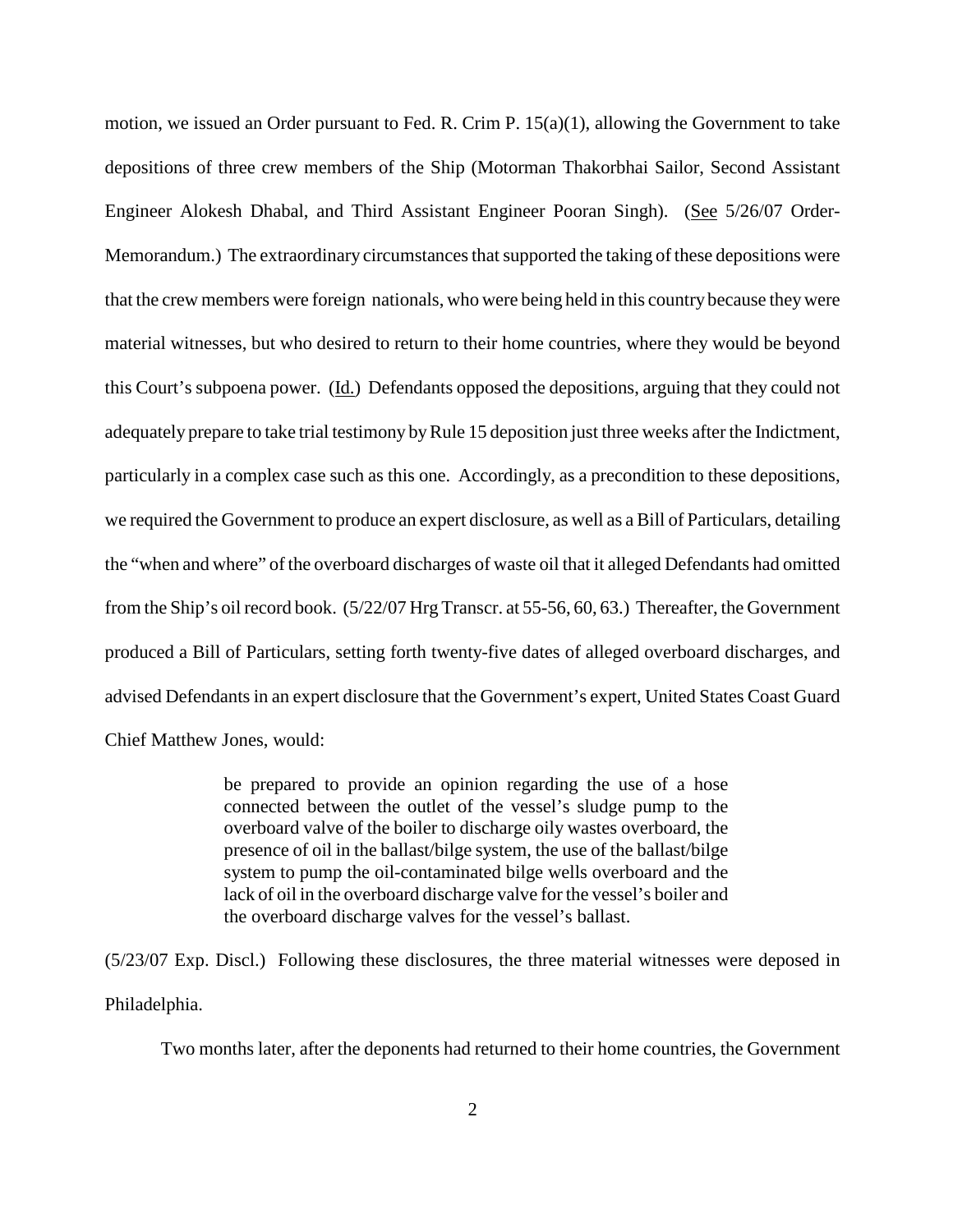motion, we issued an Order pursuant to Fed. R. Crim P. 15(a)(1), allowing the Government to take depositions of three crew members of the Ship (Motorman Thakorbhai Sailor, Second Assistant Engineer Alokesh Dhabal, and Third Assistant Engineer Pooran Singh). (See 5/26/07 Order-Memorandum.) The extraordinary circumstances that supported the taking of these depositions were that the crew members were foreign nationals, who were being held in this country because they were material witnesses, but who desired to return to their home countries, where they would be beyond this Court's subpoena power. (Id.) Defendants opposed the depositions, arguing that they could not adequately prepare to take trial testimony by Rule 15 deposition just three weeks after the Indictment, particularly in a complex case such as this one. Accordingly, as a precondition to these depositions, we required the Government to produce an expert disclosure, as well as a Bill of Particulars, detailing the "when and where" of the overboard discharges of waste oil that it alleged Defendants had omitted from the Ship's oil record book. (5/22/07 Hrg Transcr. at 55-56, 60, 63.) Thereafter, the Government produced a Bill of Particulars, setting forth twenty-five dates of alleged overboard discharges, and advised Defendants in an expert disclosure that the Government's expert, United States Coast Guard Chief Matthew Jones, would:

> be prepared to provide an opinion regarding the use of a hose connected between the outlet of the vessel's sludge pump to the overboard valve of the boiler to discharge oily wastes overboard, the presence of oil in the ballast/bilge system, the use of the ballast/bilge system to pump the oil-contaminated bilge wells overboard and the lack of oil in the overboard discharge valve for the vessel's boiler and the overboard discharge valves for the vessel's ballast.

(5/23/07 Exp. Discl.) Following these disclosures, the three material witnesses were deposed in Philadelphia.

Two months later, after the deponents had returned to their home countries, the Government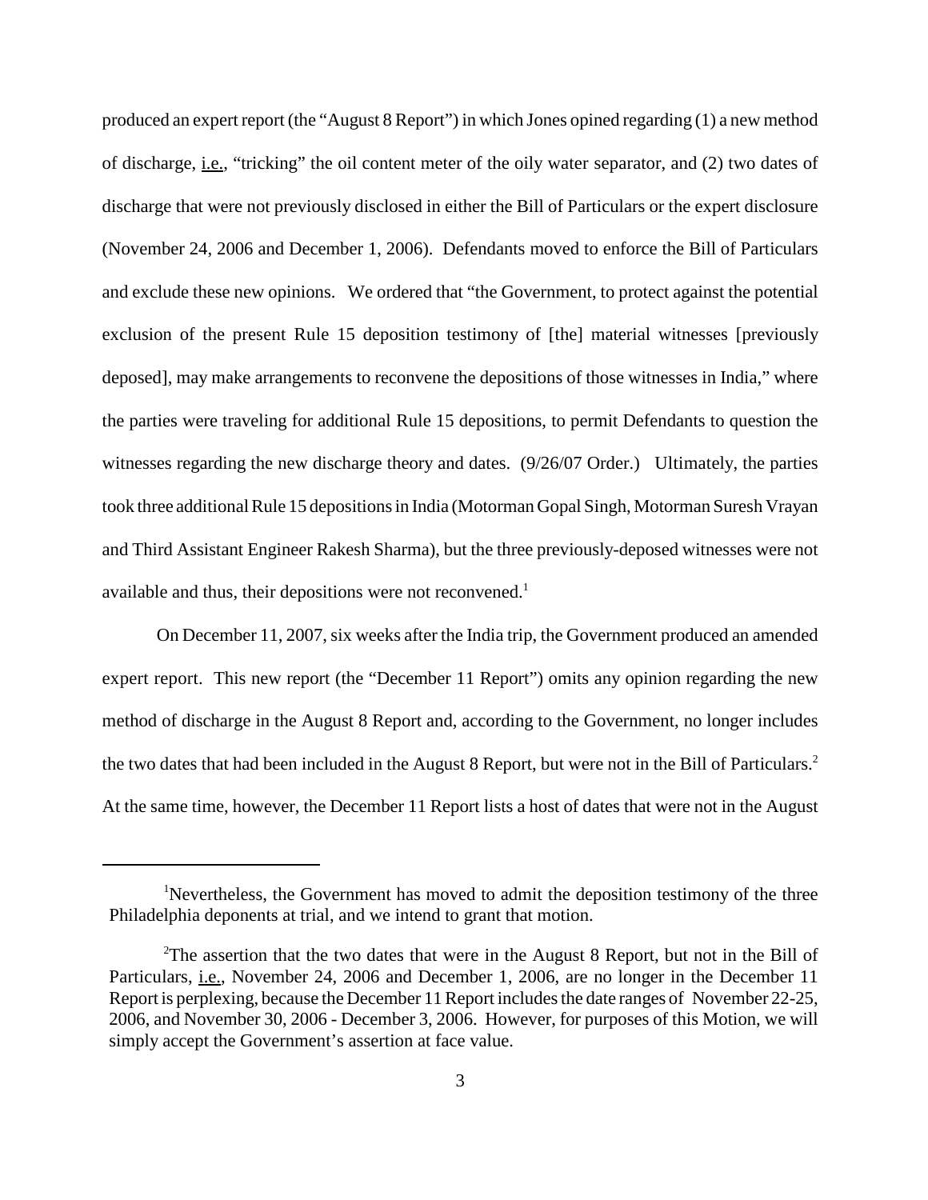produced an expert report (the "August 8 Report") in which Jones opined regarding (1) a new method of discharge, i.e., "tricking" the oil content meter of the oily water separator, and (2) two dates of discharge that were not previously disclosed in either the Bill of Particulars or the expert disclosure (November 24, 2006 and December 1, 2006). Defendants moved to enforce the Bill of Particulars and exclude these new opinions. We ordered that "the Government, to protect against the potential exclusion of the present Rule 15 deposition testimony of [the] material witnesses [previously deposed], may make arrangements to reconvene the depositions of those witnesses in India," where the parties were traveling for additional Rule 15 depositions, to permit Defendants to question the witnesses regarding the new discharge theory and dates. (9/26/07 Order.) Ultimately, the parties took three additional Rule 15 depositions in India (Motorman Gopal Singh, Motorman Suresh Vrayan and Third Assistant Engineer Rakesh Sharma), but the three previously-deposed witnesses were not available and thus, their depositions were not reconvened.[1]

On December 11, 2007, six weeks after the India trip, the Government produced an amended expert report. This new report (the "December 11 Report") omits any opinion regarding the new method of discharge in the August 8 Report and, according to the Government, no longer includes the two dates that had been included in the August 8 Report, but were not in the Bill of Particulars.[2] At the same time, however, the December 11 Report lists a host of dates that were not in the August

---

[1] Nevertheless, the Government has moved to admit the deposition testimony of the three Philadelphia deponents at trial, and we intend to grant that motion.

[2] The assertion that the two dates that were in the August 8 Report, but not in the Bill of Particulars, i.e., November 24, 2006 and December 1, 2006, are no longer in the December 11 Report is perplexing, because the December 11 Report includes the date ranges of November 22-25, 2006, and November 30, 2006 - December 3, 2006. However, for purposes of this Motion, we will simply accept the Government's assertion at face value.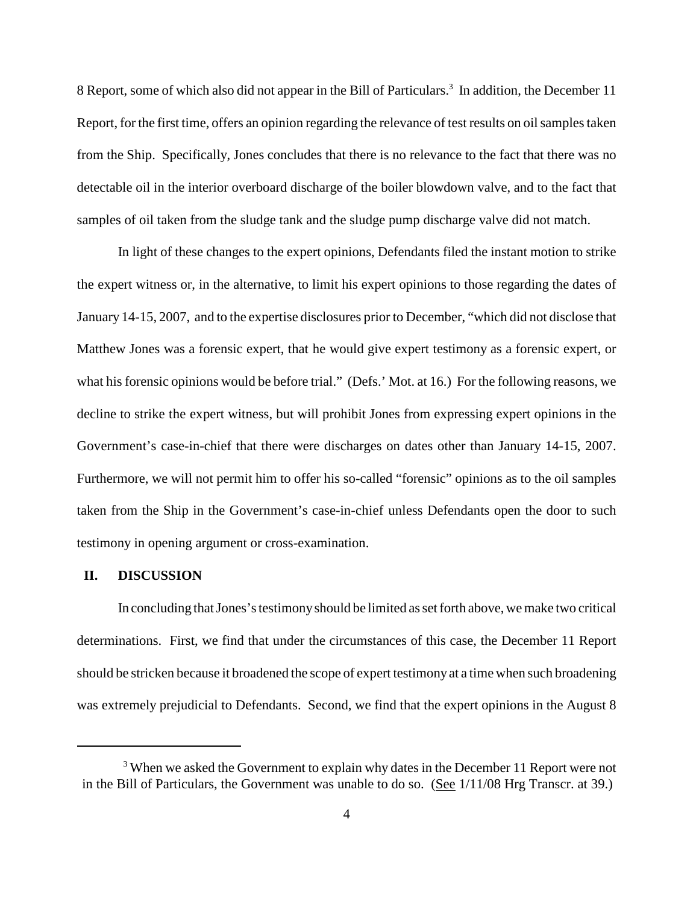8 Report, some of which also did not appear in the Bill of Particulars.[3] In addition, the December 11 Report, for the first time, offers an opinion regarding the relevance of test results on oil samples taken from the Ship. Specifically, Jones concludes that there is no relevance to the fact that there was no detectable oil in the interior overboard discharge of the boiler blowdown valve, and to the fact that samples of oil taken from the sludge tank and the sludge pump discharge valve did not match.

In light of these changes to the expert opinions, Defendants filed the instant motion to strike the expert witness or, in the alternative, to limit his expert opinions to those regarding the dates of January 14-15, 2007, and to the expertise disclosures prior to December, "which did not disclose that Matthew Jones was a forensic expert, that he would give expert testimony as a forensic expert, or what his forensic opinions would be before trial." (Defs.' Mot. at 16.) For the following reasons, we decline to strike the expert witness, but will prohibit Jones from expressing expert opinions in the Government's case-in-chief that there were discharges on dates other than January 14-15, 2007. Furthermore, we will not permit him to offer his so-called "forensic" opinions as to the oil samples taken from the Ship in the Government's case-in-chief unless Defendants open the door to such testimony in opening argument or cross-examination.

## II. DISCUSSION

In concluding that Jones's testimony should be limited as set forth above, we make two critical determinations. First, we find that under the circumstances of this case, the December 11 Report should be stricken because it broadened the scope of expert testimony at a time when such broadening was extremely prejudicial to Defendants. Second, we find that the expert opinions in the August 8

---

[3] When we asked the Government to explain why dates in the December 11 Report were not in the Bill of Particulars, the Government was unable to do so. (See 1/11/08 Hrg Transcr. at 39.)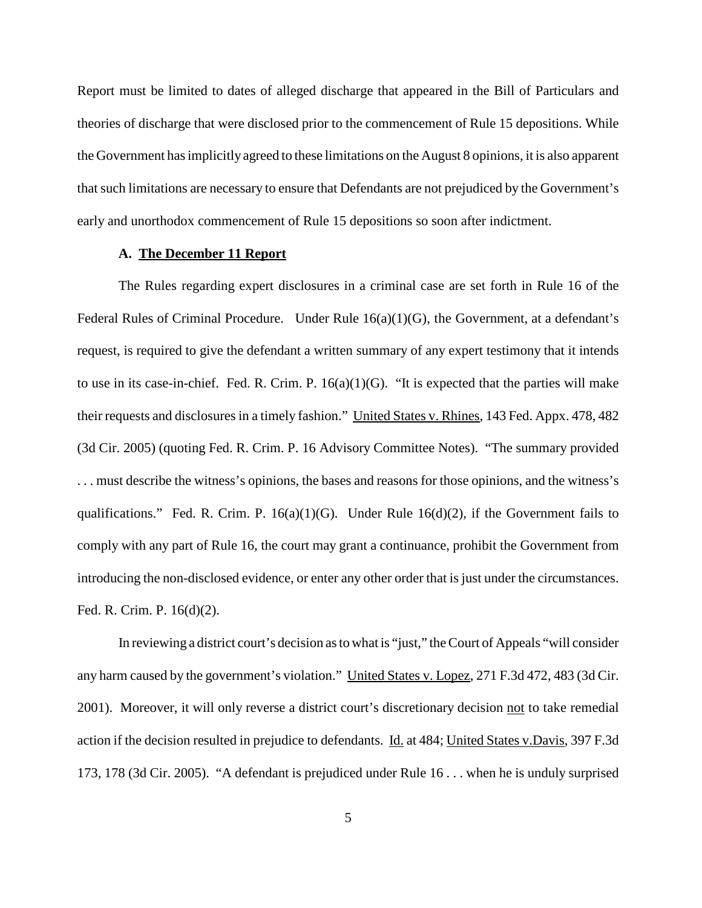Report must be limited to dates of alleged discharge that appeared in the Bill of Particulars and theories of discharge that were disclosed prior to the commencement of Rule 15 depositions. While the Government has implicitly agreed to these limitations on the August 8 opinions, it is also apparent that such limitations are necessary to ensure that Defendants are not prejudiced by the Government's early and unorthodox commencement of Rule 15 depositions so soon after indictment.

### A. The December 11 Report

The Rules regarding expert disclosures in a criminal case are set forth in Rule 16 of the Federal Rules of Criminal Procedure. Under Rule 16(a)(1)(G), the Government, at a defendant's request, is required to give the defendant a written summary of any expert testimony that it intends to use in its case-in-chief. Fed. R. Crim. P. 16(a)(1)(G). "It is expected that the parties will make their requests and disclosures in a timely fashion." United States v. Rhines, 143 Fed. Appx. 478, 482 (3d Cir. 2005) (quoting Fed. R. Crim. P. 16 Advisory Committee Notes). "The summary provided . . . must describe the witness's opinions, the bases and reasons for those opinions, and the witness's qualifications." Fed. R. Crim. P. 16(a)(1)(G). Under Rule 16(d)(2), if the Government fails to comply with any part of Rule 16, the court may grant a continuance, prohibit the Government from introducing the non-disclosed evidence, or enter any other order that is just under the circumstances. Fed. R. Crim. P. 16(d)(2).

In reviewing a district court's decision as to what is "just," the Court of Appeals "will consider any harm caused by the government's violation." United States v. Lopez, 271 F.3d 472, 483 (3d Cir. 2001). Moreover, it will only reverse a district court's discretionary decision not to take remedial action if the decision resulted in prejudice to defendants. Id. at 484; United States v.Davis, 397 F.3d 173, 178 (3d Cir. 2005). "A defendant is prejudiced under Rule 16 . . . when he is unduly surprised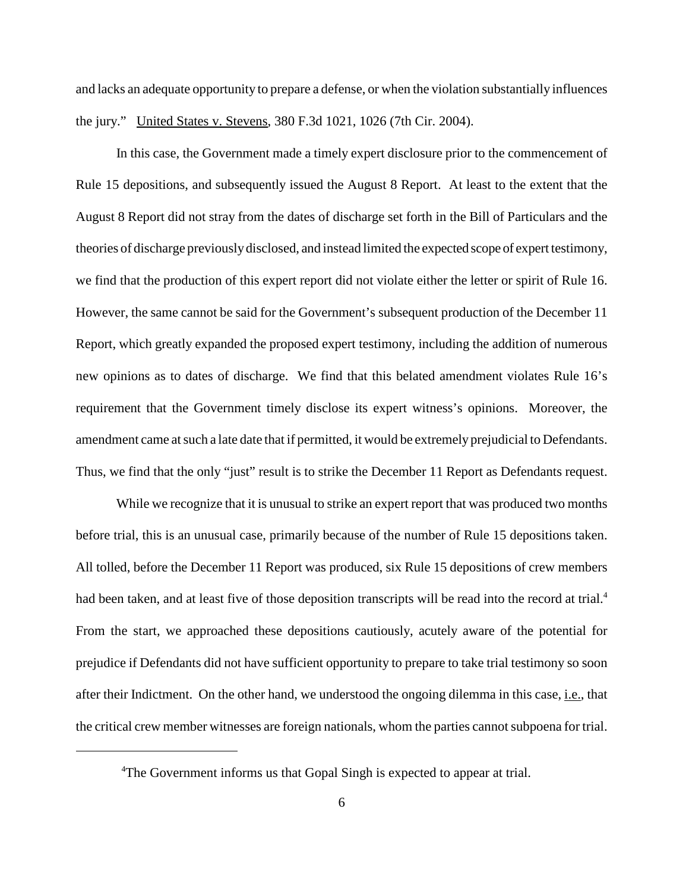and lacks an adequate opportunity to prepare a defense, or when the violation substantially influences the jury." United States v. Stevens, 380 F.3d 1021, 1026 (7th Cir. 2004).

In this case, the Government made a timely expert disclosure prior to the commencement of Rule 15 depositions, and subsequently issued the August 8 Report. At least to the extent that the August 8 Report did not stray from the dates of discharge set forth in the Bill of Particulars and the theories of discharge previously disclosed, and instead limited the expected scope of expert testimony, we find that the production of this expert report did not violate either the letter or spirit of Rule 16. However, the same cannot be said for the Government's subsequent production of the December 11 Report, which greatly expanded the proposed expert testimony, including the addition of numerous new opinions as to dates of discharge. We find that this belated amendment violates Rule 16's requirement that the Government timely disclose its expert witness's opinions. Moreover, the amendment came at such a late date that if permitted, it would be extremely prejudicial to Defendants. Thus, we find that the only "just" result is to strike the December 11 Report as Defendants request.

While we recognize that it is unusual to strike an expert report that was produced two months before trial, this is an unusual case, primarily because of the number of Rule 15 depositions taken. All tolled, before the December 11 Report was produced, six Rule 15 depositions of crew members had been taken, and at least five of those deposition transcripts will be read into the record at trial.[4] From the start, we approached these depositions cautiously, acutely aware of the potential for prejudice if Defendants did not have sufficient opportunity to prepare to take trial testimony so soon after their Indictment. On the other hand, we understood the ongoing dilemma in this case, i.e., that the critical crew member witnesses are foreign nationals, whom the parties cannot subpoena for trial.

---

[4]The Government informs us that Gopal Singh is expected to appear at trial.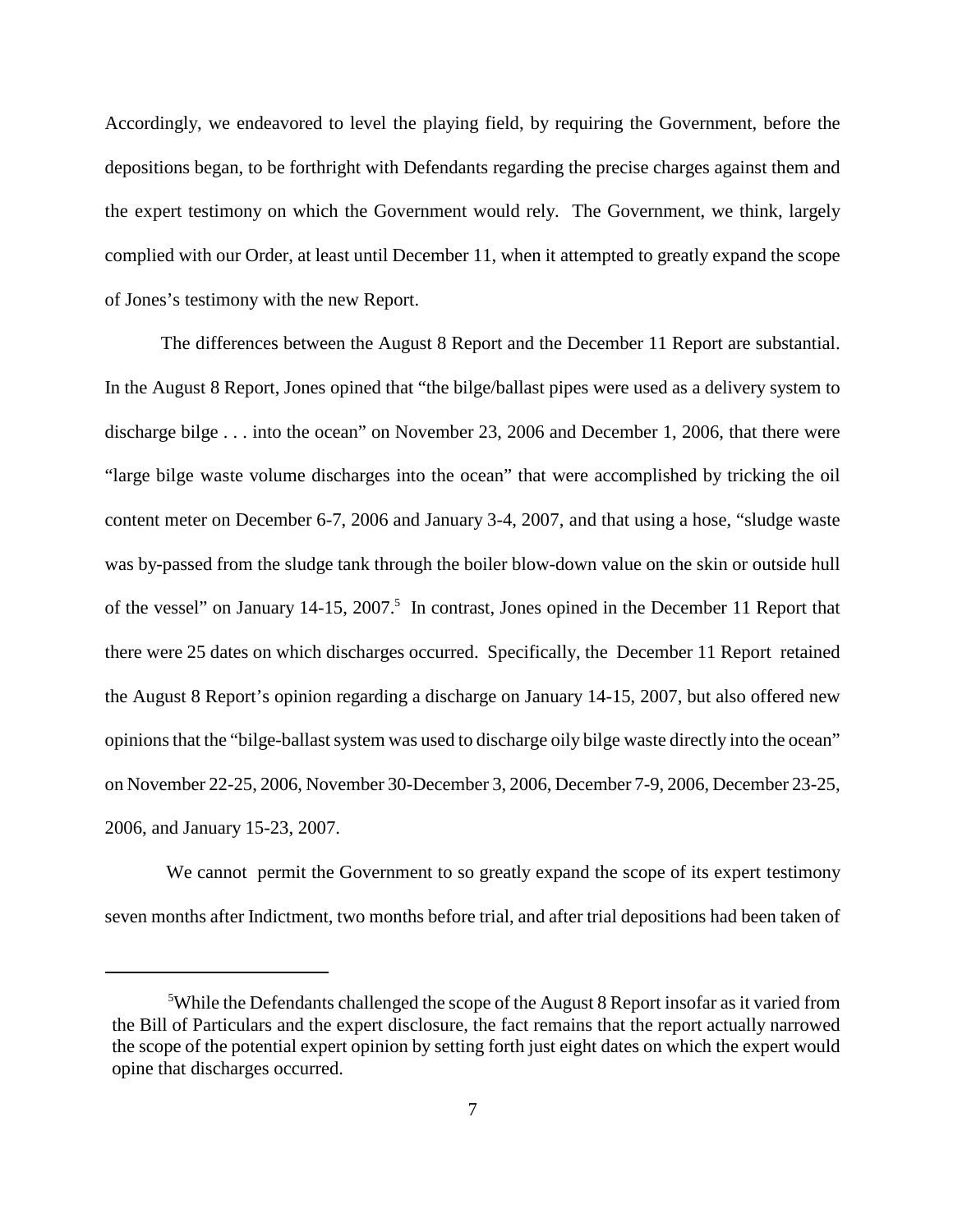Accordingly, we endeavored to level the playing field, by requiring the Government, before the depositions began, to be forthright with Defendants regarding the precise charges against them and the expert testimony on which the Government would rely. The Government, we think, largely complied with our Order, at least until December 11, when it attempted to greatly expand the scope of Jones's testimony with the new Report.

The differences between the August 8 Report and the December 11 Report are substantial. In the August 8 Report, Jones opined that "the bilge/ballast pipes were used as a delivery system to discharge bilge . . . into the ocean" on November 23, 2006 and December 1, 2006, that there were "large bilge waste volume discharges into the ocean" that were accomplished by tricking the oil content meter on December 6-7, 2006 and January 3-4, 2007, and that using a hose, "sludge waste was by-passed from the sludge tank through the boiler blow-down value on the skin or outside hull of the vessel" on January 14-15, 2007.[5] In contrast, Jones opined in the December 11 Report that there were 25 dates on which discharges occurred. Specifically, the December 11 Report retained the August 8 Report's opinion regarding a discharge on January 14-15, 2007, but also offered new opinions that the "bilge-ballast system was used to discharge oily bilge waste directly into the ocean" on November 22-25, 2006, November 30-December 3, 2006, December 7-9, 2006, December 23-25, 2006, and January 15-23, 2007.

We cannot permit the Government to so greatly expand the scope of its expert testimony seven months after Indictment, two months before trial, and after trial depositions had been taken of

[5]While the Defendants challenged the scope of the August 8 Report insofar as it varied from the Bill of Particulars and the expert disclosure, the fact remains that the report actually narrowed the scope of the potential expert opinion by setting forth just eight dates on which the expert would opine that discharges occurred.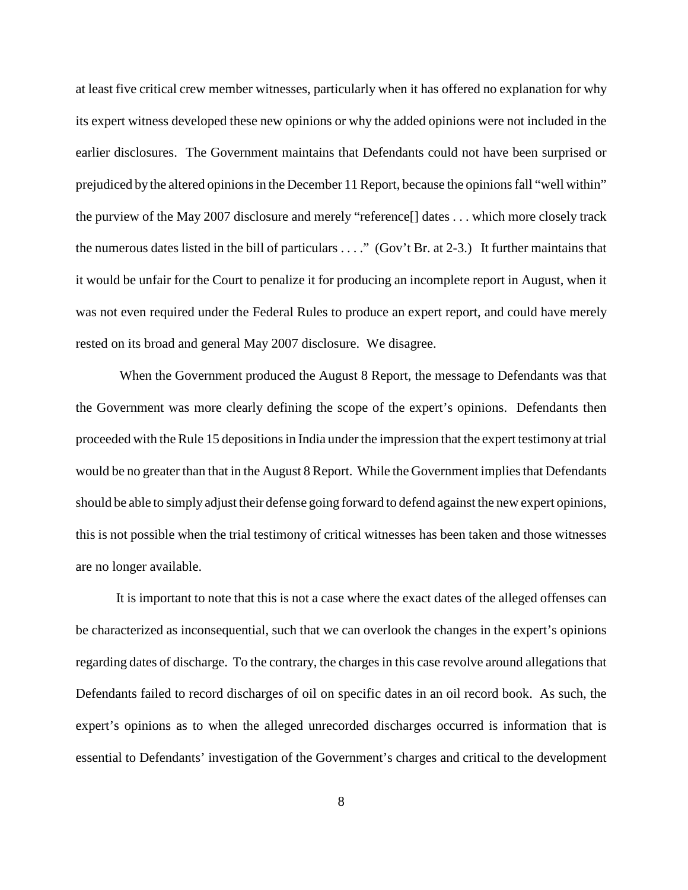at least five critical crew member witnesses, particularly when it has offered no explanation for why its expert witness developed these new opinions or why the added opinions were not included in the earlier disclosures. The Government maintains that Defendants could not have been surprised or prejudiced by the altered opinions in the December 11 Report, because the opinions fall "well within" the purview of the May 2007 disclosure and merely "reference[] dates . . . which more closely track the numerous dates listed in the bill of particulars . . . ." (Gov't Br. at 2-3.) It further maintains that it would be unfair for the Court to penalize it for producing an incomplete report in August, when it was not even required under the Federal Rules to produce an expert report, and could have merely rested on its broad and general May 2007 disclosure. We disagree.

When the Government produced the August 8 Report, the message to Defendants was that the Government was more clearly defining the scope of the expert's opinions. Defendants then proceeded with the Rule 15 depositions in India under the impression that the expert testimony at trial would be no greater than that in the August 8 Report. While the Government implies that Defendants should be able to simply adjust their defense going forward to defend against the new expert opinions, this is not possible when the trial testimony of critical witnesses has been taken and those witnesses are no longer available.

It is important to note that this is not a case where the exact dates of the alleged offenses can be characterized as inconsequential, such that we can overlook the changes in the expert's opinions regarding dates of discharge. To the contrary, the charges in this case revolve around allegations that Defendants failed to record discharges of oil on specific dates in an oil record book. As such, the expert's opinions as to when the alleged unrecorded discharges occurred is information that is essential to Defendants' investigation of the Government's charges and critical to the development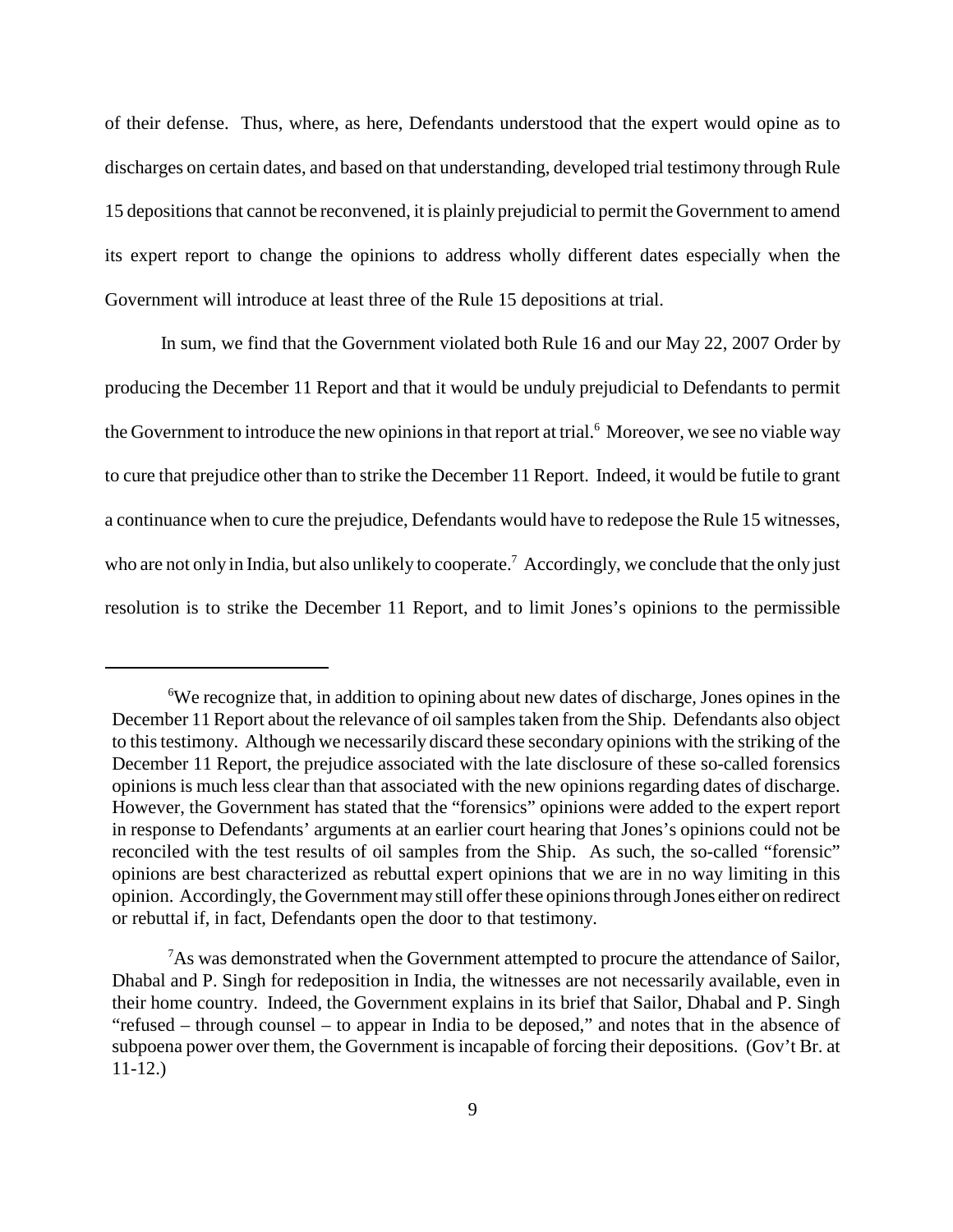of their defense. Thus, where, as here, Defendants understood that the expert would opine as to discharges on certain dates, and based on that understanding, developed trial testimony through Rule 15 depositions that cannot be reconvened, it is plainly prejudicial to permit the Government to amend its expert report to change the opinions to address wholly different dates especially when the Government will introduce at least three of the Rule 15 depositions at trial.

In sum, we find that the Government violated both Rule 16 and our May 22, 2007 Order by producing the December 11 Report and that it would be unduly prejudicial to Defendants to permit the Government to introduce the new opinions in that report at trial.[6] Moreover, we see no viable way to cure that prejudice other than to strike the December 11 Report. Indeed, it would be futile to grant a continuance when to cure the prejudice, Defendants would have to redepose the Rule 15 witnesses, who are not only in India, but also unlikely to cooperate.[7] Accordingly, we conclude that the only just resolution is to strike the December 11 Report, and to limit Jones's opinions to the permissible

---

[6]We recognize that, in addition to opining about new dates of discharge, Jones opines in the December 11 Report about the relevance of oil samples taken from the Ship. Defendants also object to this testimony. Although we necessarily discard these secondary opinions with the striking of the December 11 Report, the prejudice associated with the late disclosure of these so-called forensics opinions is much less clear than that associated with the new opinions regarding dates of discharge. However, the Government has stated that the "forensics" opinions were added to the expert report in response to Defendants' arguments at an earlier court hearing that Jones's opinions could not be reconciled with the test results of oil samples from the Ship. As such, the so-called "forensic" opinions are best characterized as rebuttal expert opinions that we are in no way limiting in this opinion. Accordingly, the Government may still offer these opinions through Jones either on redirect or rebuttal if, in fact, Defendants open the door to that testimony.

[7]As was demonstrated when the Government attempted to procure the attendance of Sailor, Dhabal and P. Singh for redeposition in India, the witnesses are not necessarily available, even in their home country. Indeed, the Government explains in its brief that Sailor, Dhabal and P. Singh "refused – through counsel – to appear in India to be deposed," and notes that in the absence of subpoena power over them, the Government is incapable of forcing their depositions. (Gov't Br. at 11-12.)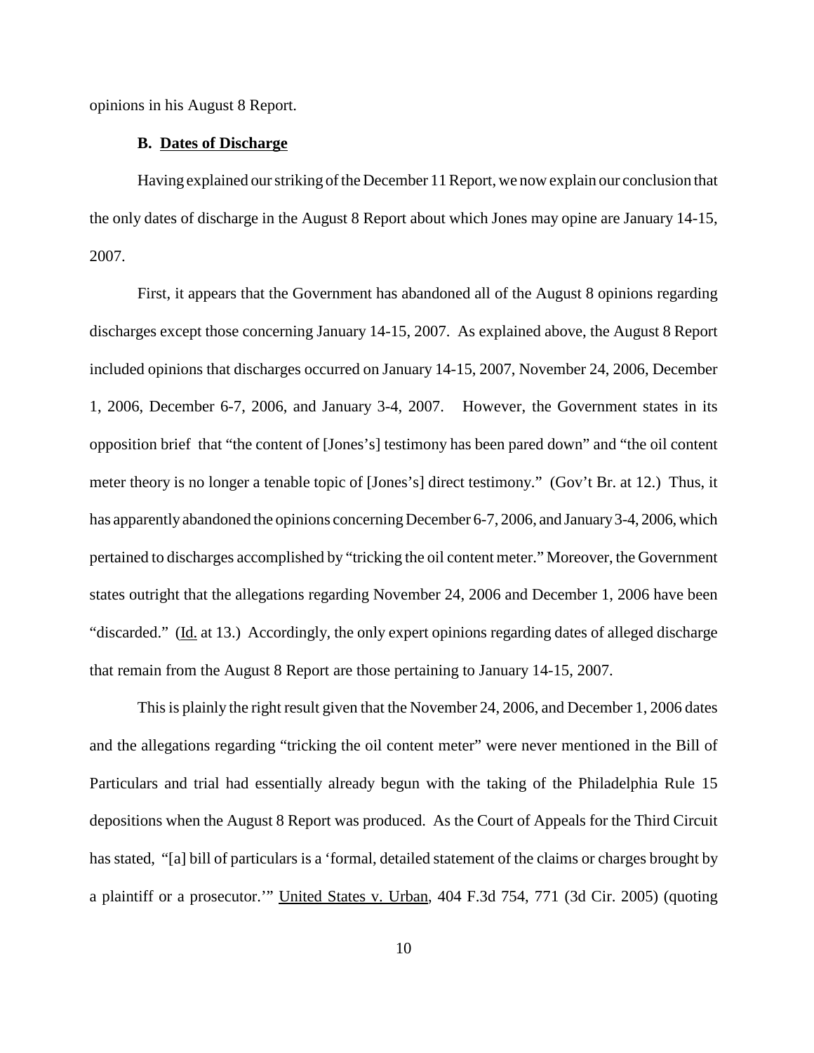opinions in his August 8 Report.

**B. Dates of Discharge**

Having explained our striking of the December 11 Report, we now explain our conclusion that the only dates of discharge in the August 8 Report about which Jones may opine are January 14-15, 2007.

First, it appears that the Government has abandoned all of the August 8 opinions regarding discharges except those concerning January 14-15, 2007. As explained above, the August 8 Report included opinions that discharges occurred on January 14-15, 2007, November 24, 2006, December 1, 2006, December 6-7, 2006, and January 3-4, 2007. However, the Government states in its opposition brief that "the content of [Jones's] testimony has been pared down" and "the oil content meter theory is no longer a tenable topic of [Jones's] direct testimony." (Gov't Br. at 12.) Thus, it has apparently abandoned the opinions concerning December 6-7, 2006, and January 3-4, 2006, which pertained to discharges accomplished by "tricking the oil content meter." Moreover, the Government states outright that the allegations regarding November 24, 2006 and December 1, 2006 have been "discarded." (Id. at 13.) Accordingly, the only expert opinions regarding dates of alleged discharge that remain from the August 8 Report are those pertaining to January 14-15, 2007.

This is plainly the right result given that the November 24, 2006, and December 1, 2006 dates and the allegations regarding "tricking the oil content meter" were never mentioned in the Bill of Particulars and trial had essentially already begun with the taking of the Philadelphia Rule 15 depositions when the August 8 Report was produced. As the Court of Appeals for the Third Circuit has stated, "[a] bill of particulars is a 'formal, detailed statement of the claims or charges brought by a plaintiff or a prosecutor.'" United States v. Urban, 404 F.3d 754, 771 (3d Cir. 2005) (quoting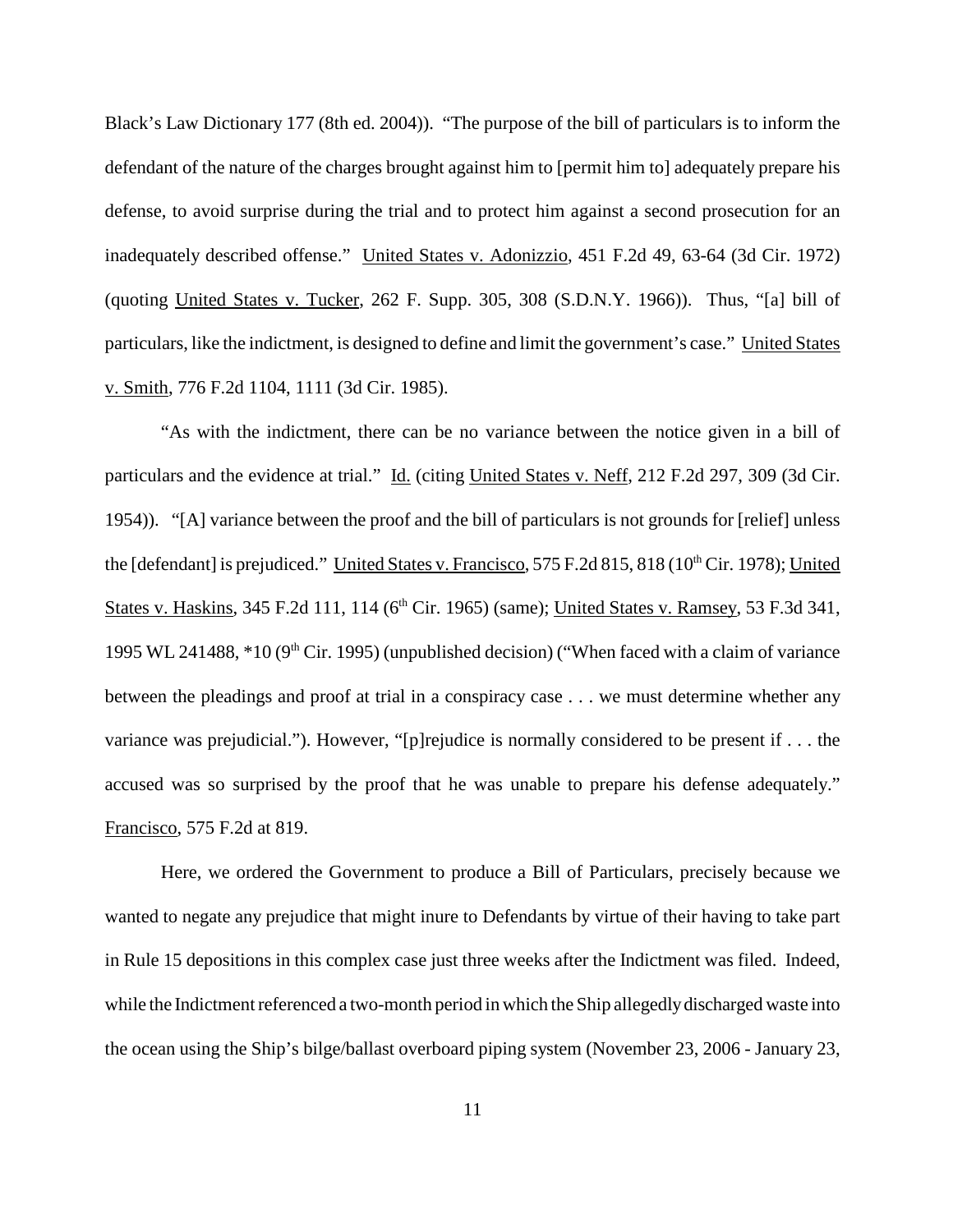Black's Law Dictionary 177 (8th ed. 2004)). "The purpose of the bill of particulars is to inform the defendant of the nature of the charges brought against him to [permit him to] adequately prepare his defense, to avoid surprise during the trial and to protect him against a second prosecution for an inadequately described offense." United States v. Adonizzio, 451 F.2d 49, 63-64 (3d Cir. 1972) (quoting United States v. Tucker, 262 F. Supp. 305, 308 (S.D.N.Y. 1966)). Thus, "[a] bill of particulars, like the indictment, is designed to define and limit the government's case." United States v. Smith, 776 F.2d 1104, 1111 (3d Cir. 1985).

"As with the indictment, there can be no variance between the notice given in a bill of particulars and the evidence at trial." Id. (citing United States v. Neff, 212 F.2d 297, 309 (3d Cir. 1954)). "[A] variance between the proof and the bill of particulars is not grounds for [relief] unless the [defendant] is prejudiced." United States v. Francisco, 575 F.2d 815, 818 (10th Cir. 1978); United States v. Haskins, 345 F.2d 111, 114 (6th Cir. 1965) (same); United States v. Ramsey, 53 F.3d 341, 1995 WL 241488, *10 (9th Cir. 1995) (unpublished decision) ("When faced with a claim of variance between the pleadings and proof at trial in a conspiracy case . . . we must determine whether any variance was prejudicial."). However, "[p]rejudice is normally considered to be present if . . . the accused was so surprised by the proof that he was unable to prepare his defense adequately." Francisco, 575 F.2d at 819.

Here, we ordered the Government to produce a Bill of Particulars, precisely because we wanted to negate any prejudice that might inure to Defendants by virtue of their having to take part in Rule 15 depositions in this complex case just three weeks after the Indictment was filed. Indeed, while the Indictment referenced a two-month period in which the Ship allegedly discharged waste into the ocean using the Ship's bilge/ballast overboard piping system (November 23, 2006 - January 23,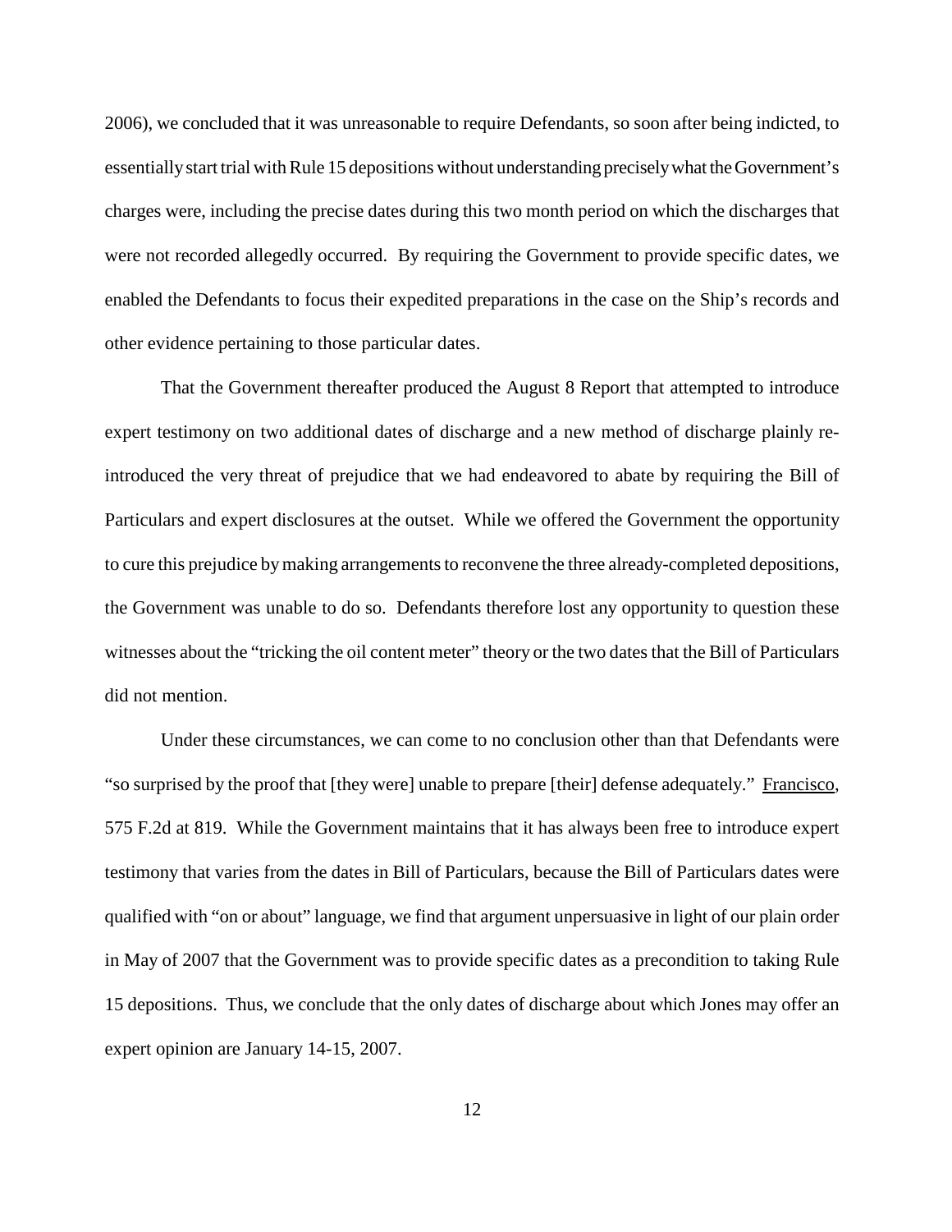2006), we concluded that it was unreasonable to require Defendants, so soon after being indicted, to essentially start trial with Rule 15 depositions without understanding precisely what the Government's charges were, including the precise dates during this two month period on which the discharges that were not recorded allegedly occurred. By requiring the Government to provide specific dates, we enabled the Defendants to focus their expedited preparations in the case on the Ship's records and other evidence pertaining to those particular dates.

That the Government thereafter produced the August 8 Report that attempted to introduce expert testimony on two additional dates of discharge and a new method of discharge plainly re-introduced the very threat of prejudice that we had endeavored to abate by requiring the Bill of Particulars and expert disclosures at the outset. While we offered the Government the opportunity to cure this prejudice by making arrangements to reconvene the three already-completed depositions, the Government was unable to do so. Defendants therefore lost any opportunity to question these witnesses about the "tricking the oil content meter" theory or the two dates that the Bill of Particulars did not mention.

Under these circumstances, we can come to no conclusion other than that Defendants were "so surprised by the proof that [they were] unable to prepare [their] defense adequately." Francisco, 575 F.2d at 819. While the Government maintains that it has always been free to introduce expert testimony that varies from the dates in Bill of Particulars, because the Bill of Particulars dates were qualified with "on or about" language, we find that argument unpersuasive in light of our plain order in May of 2007 that the Government was to provide specific dates as a precondition to taking Rule 15 depositions. Thus, we conclude that the only dates of discharge about which Jones may offer an expert opinion are January 14-15, 2007.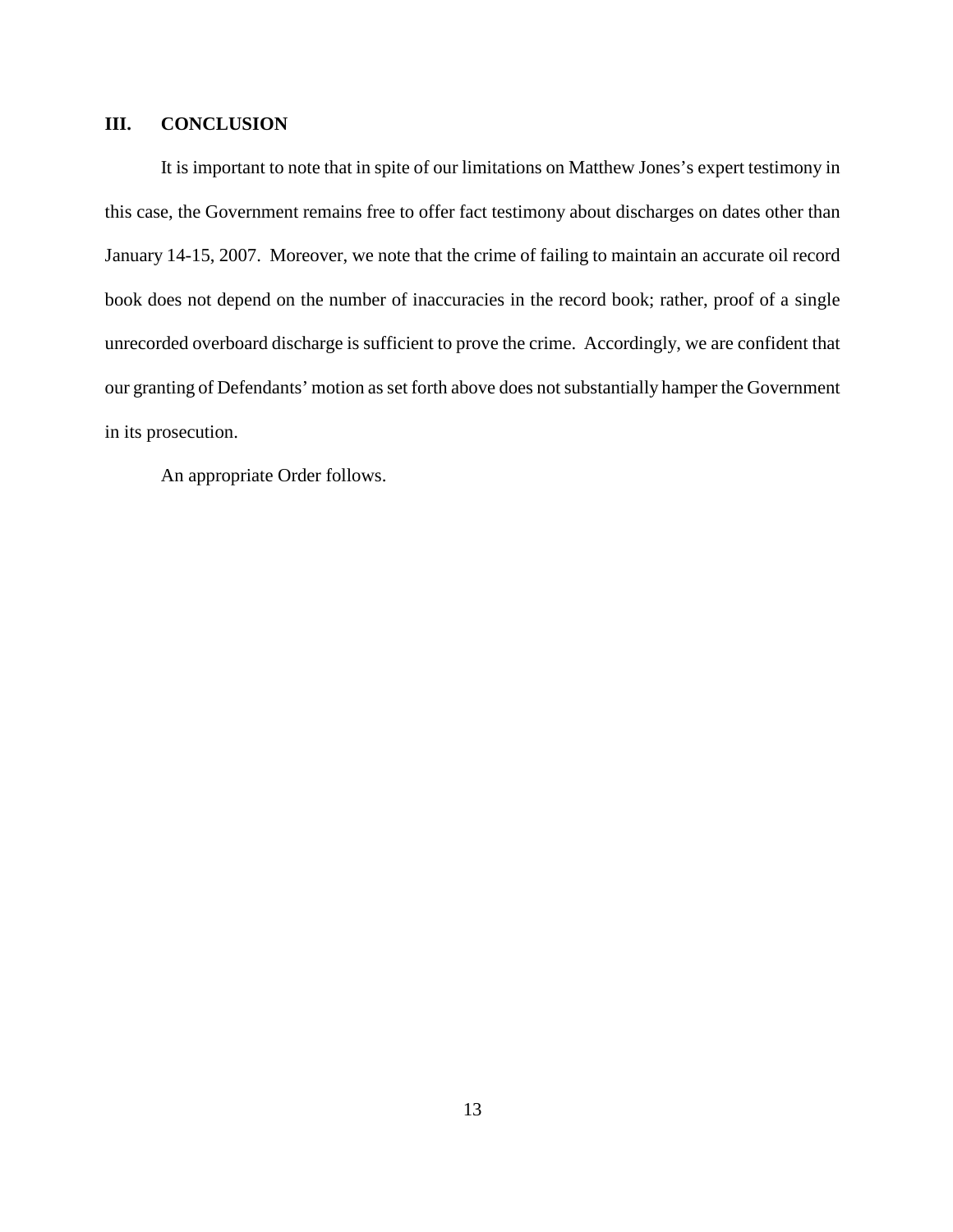## III. CONCLUSION

It is important to note that in spite of our limitations on Matthew Jones's expert testimony in this case, the Government remains free to offer fact testimony about discharges on dates other than January 14-15, 2007. Moreover, we note that the crime of failing to maintain an accurate oil record book does not depend on the number of inaccuracies in the record book; rather, proof of a single unrecorded overboard discharge is sufficient to prove the crime. Accordingly, we are confident that our granting of Defendants' motion as set forth above does not substantially hamper the Government in its prosecution.

An appropriate Order follows.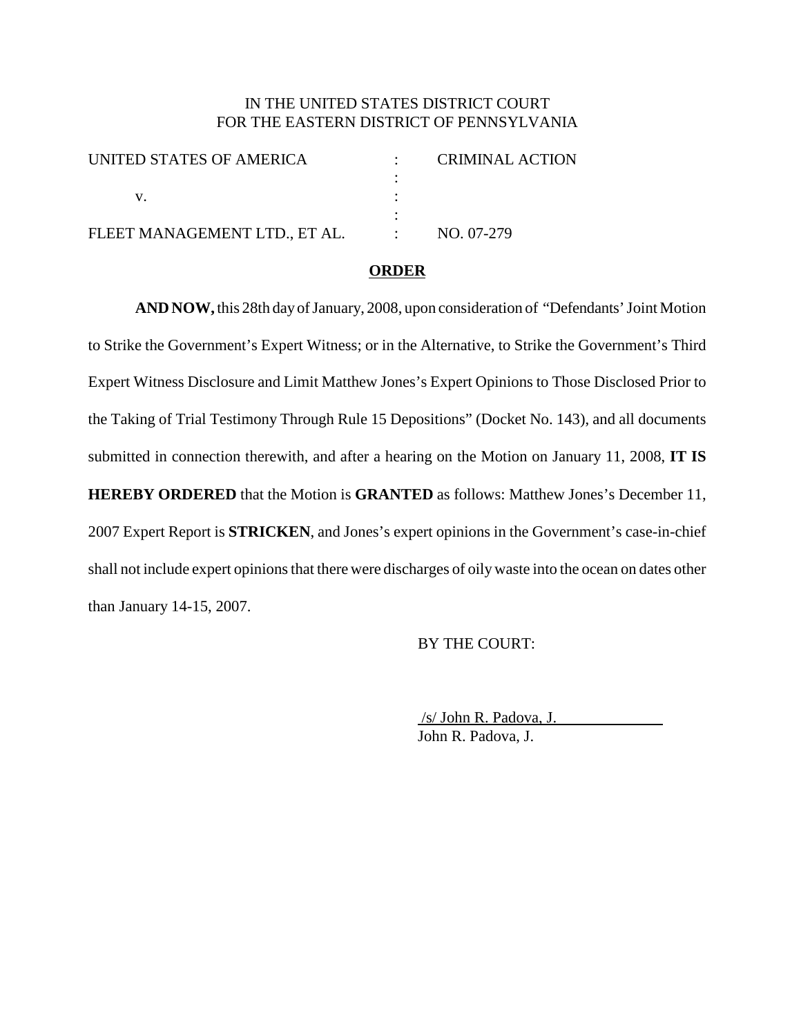IN THE UNITED STATES DISTRICT COURT
FOR THE EASTERN DISTRICT OF PENNSYLVANIA

| | | |
|---|---|---|
| UNITED STATES OF AMERICA | : | CRIMINAL ACTION |
| | : | |
| v. | : | |
| | : | |
| FLEET MANAGEMENT LTD., ET AL. | : | NO. 07-279 |

**ORDER**

**AND NOW,** this 28th day of January, 2008, upon consideration of "Defendants' Joint Motion to Strike the Government's Expert Witness; or in the Alternative, to Strike the Government's Third Expert Witness Disclosure and Limit Matthew Jones's Expert Opinions to Those Disclosed Prior to the Taking of Trial Testimony Through Rule 15 Depositions" (Docket No. 143), and all documents submitted in connection therewith, and after a hearing on the Motion on January 11, 2008, **IT IS HEREBY ORDERED** that the Motion is **GRANTED** as follows: Matthew Jones's December 11, 2007 Expert Report is **STRICKEN**, and Jones's expert opinions in the Government's case-in-chief shall not include expert opinions that there were discharges of oily waste into the ocean on dates other than January 14-15, 2007.

BY THE COURT:

/s/ John R. Padova, J.
John R. Padova, J.